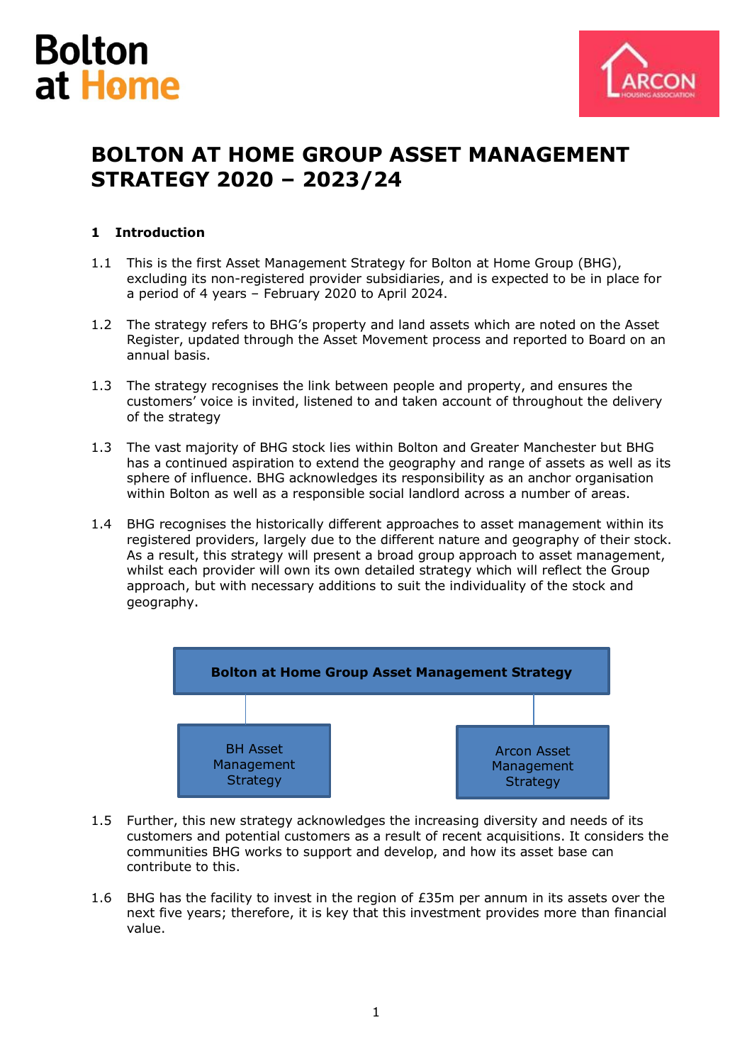Bolton at Home

ARCON HOUSING ASSOCIATION

# BOLTON AT HOME GROUP ASSET MANAGEMENT STRATEGY 2020 – 2023/24

## 1 Introduction

1.1 This is the first Asset Management Strategy for Bolton at Home Group (BHG), excluding its non-registered provider subsidiaries, and is expected to be in place for a period of 4 years – February 2020 to April 2024.

1.2 The strategy refers to BHG's property and land assets which are noted on the Asset Register, updated through the Asset Movement process and reported to Board on an annual basis.

1.3 The strategy recognises the link between people and property, and ensures the customers' voice is invited, listened to and taken account of throughout the delivery of the strategy

1.3 The vast majority of BHG stock lies within Bolton and Greater Manchester but BHG has a continued aspiration to extend the geography and range of assets as well as its sphere of influence. BHG acknowledges its responsibility as an anchor organisation within Bolton as well as a responsible social landlord across a number of areas.

1.4 BHG recognises the historically different approaches to asset management within its registered providers, largely due to the different nature and geography of their stock. As a result, this strategy will present a broad group approach to asset management, whilst each provider will own its own detailed strategy which will reflect the Group approach, but with necessary additions to suit the individuality of the stock and geography.

**Bolton at Home Group Asset Management Strategy**

- BH Asset Management Strategy
- Arcon Asset Management Strategy

1.5 Further, this new strategy acknowledges the increasing diversity and needs of its customers and potential customers as a result of recent acquisitions. It considers the communities BHG works to support and develop, and how its asset base can contribute to this.

1.6 BHG has the facility to invest in the region of £35m per annum in its assets over the next five years; therefore, it is key that this investment provides more than financial value.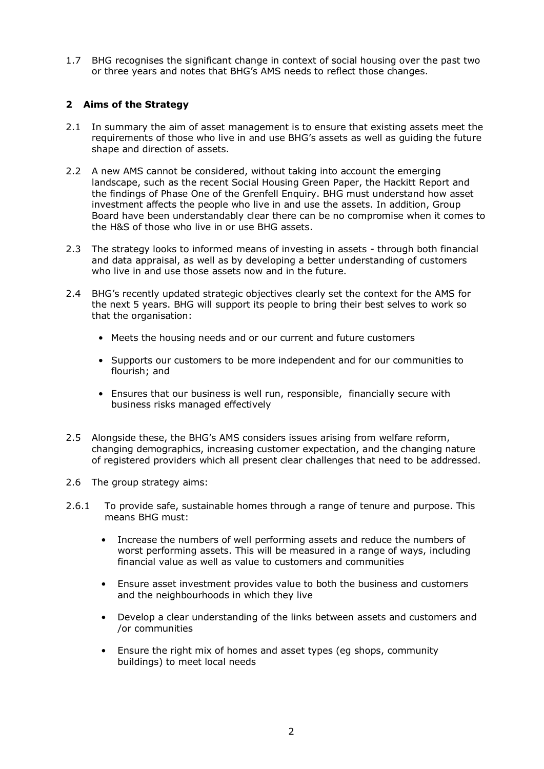1.7 BHG recognises the significant change in context of social housing over the past two or three years and notes that BHG's AMS needs to reflect those changes.

## 2 Aims of the Strategy

2.1 In summary the aim of asset management is to ensure that existing assets meet the requirements of those who live in and use BHG's assets as well as guiding the future shape and direction of assets.

2.2 A new AMS cannot be considered, without taking into account the emerging landscape, such as the recent Social Housing Green Paper, the Hackitt Report and the findings of Phase One of the Grenfell Enquiry. BHG must understand how asset investment affects the people who live in and use the assets. In addition, Group Board have been understandably clear there can be no compromise when it comes to the H&S of those who live in or use BHG assets.

2.3 The strategy looks to informed means of investing in assets - through both financial and data appraisal, as well as by developing a better understanding of customers who live in and use those assets now and in the future.

2.4 BHG's recently updated strategic objectives clearly set the context for the AMS for the next 5 years. BHG will support its people to bring their best selves to work so that the organisation:

- Meets the housing needs and or our current and future customers
- Supports our customers to be more independent and for our communities to flourish; and
- Ensures that our business is well run, responsible, financially secure with business risks managed effectively

2.5 Alongside these, the BHG's AMS considers issues arising from welfare reform, changing demographics, increasing customer expectation, and the changing nature of registered providers which all present clear challenges that need to be addressed.

2.6 The group strategy aims:

2.6.1 To provide safe, sustainable homes through a range of tenure and purpose. This means BHG must:

- Increase the numbers of well performing assets and reduce the numbers of worst performing assets. This will be measured in a range of ways, including financial value as well as value to customers and communities
- Ensure asset investment provides value to both the business and customers and the neighbourhoods in which they live
- Develop a clear understanding of the links between assets and customers and /or communities
- Ensure the right mix of homes and asset types (eg shops, community buildings) to meet local needs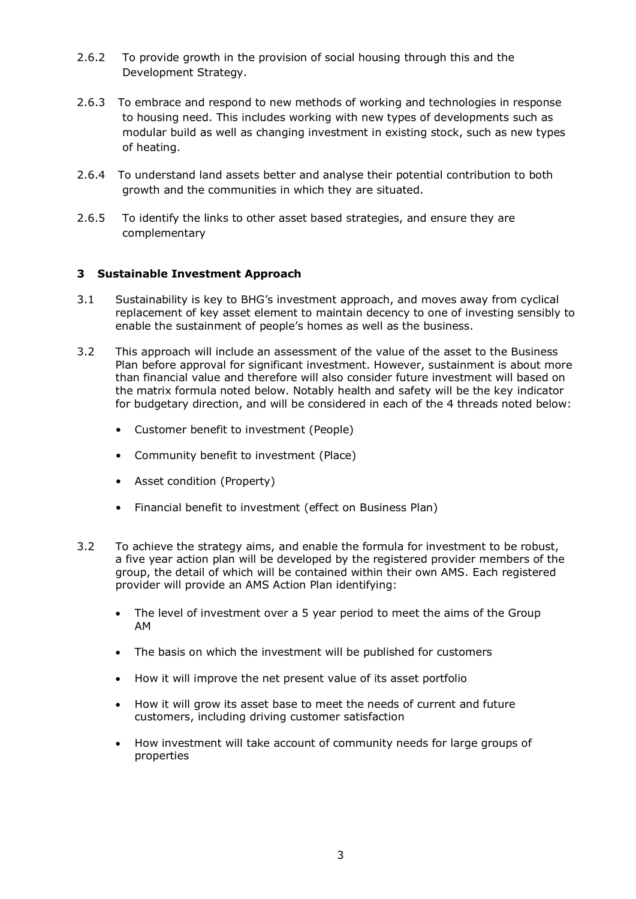2.6.2 To provide growth in the provision of social housing through this and the Development Strategy.

2.6.3 To embrace and respond to new methods of working and technologies in response to housing need. This includes working with new types of developments such as modular build as well as changing investment in existing stock, such as new types of heating.

2.6.4 To understand land assets better and analyse their potential contribution to both growth and the communities in which they are situated.

2.6.5 To identify the links to other asset based strategies, and ensure they are complementary

### 3 Sustainable Investment Approach

3.1 Sustainability is key to BHG's investment approach, and moves away from cyclical replacement of key asset element to maintain decency to one of investing sensibly to enable the sustainment of people's homes as well as the business.

3.2 This approach will include an assessment of the value of the asset to the Business Plan before approval for significant investment. However, sustainment is about more than financial value and therefore will also consider future investment will based on the matrix formula noted below. Notably health and safety will be the key indicator for budgetary direction, and will be considered in each of the 4 threads noted below:

- Customer benefit to investment (People)
- Community benefit to investment (Place)
- Asset condition (Property)
- Financial benefit to investment (effect on Business Plan)

3.2 To achieve the strategy aims, and enable the formula for investment to be robust, a five year action plan will be developed by the registered provider members of the group, the detail of which will be contained within their own AMS. Each registered provider will provide an AMS Action Plan identifying:

- The level of investment over a 5 year period to meet the aims of the Group AM
- The basis on which the investment will be published for customers
- How it will improve the net present value of its asset portfolio
- How it will grow its asset base to meet the needs of current and future customers, including driving customer satisfaction
- How investment will take account of community needs for large groups of properties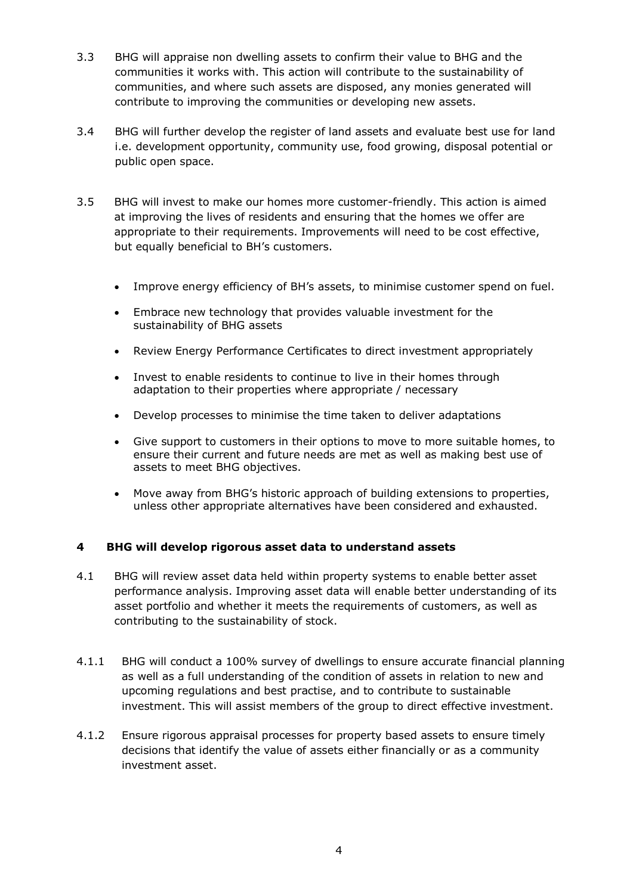3.3 BHG will appraise non dwelling assets to confirm their value to BHG and the communities it works with. This action will contribute to the sustainability of communities, and where such assets are disposed, any monies generated will contribute to improving the communities or developing new assets.

3.4 BHG will further develop the register of land assets and evaluate best use for land i.e. development opportunity, community use, food growing, disposal potential or public open space.

3.5 BHG will invest to make our homes more customer-friendly. This action is aimed at improving the lives of residents and ensuring that the homes we offer are appropriate to their requirements. Improvements will need to be cost effective, but equally beneficial to BH's customers.

- Improve energy efficiency of BH's assets, to minimise customer spend on fuel.
- Embrace new technology that provides valuable investment for the sustainability of BHG assets
- Review Energy Performance Certificates to direct investment appropriately
- Invest to enable residents to continue to live in their homes through adaptation to their properties where appropriate / necessary
- Develop processes to minimise the time taken to deliver adaptations
- Give support to customers in their options to move to more suitable homes, to ensure their current and future needs are met as well as making best use of assets to meet BHG objectives.
- Move away from BHG's historic approach of building extensions to properties, unless other appropriate alternatives have been considered and exhausted.

## 4 BHG will develop rigorous asset data to understand assets

4.1 BHG will review asset data held within property systems to enable better asset performance analysis. Improving asset data will enable better understanding of its asset portfolio and whether it meets the requirements of customers, as well as contributing to the sustainability of stock.

4.1.1 BHG will conduct a 100% survey of dwellings to ensure accurate financial planning as well as a full understanding of the condition of assets in relation to new and upcoming regulations and best practise, and to contribute to sustainable investment. This will assist members of the group to direct effective investment.

4.1.2 Ensure rigorous appraisal processes for property based assets to ensure timely decisions that identify the value of assets either financially or as a community investment asset.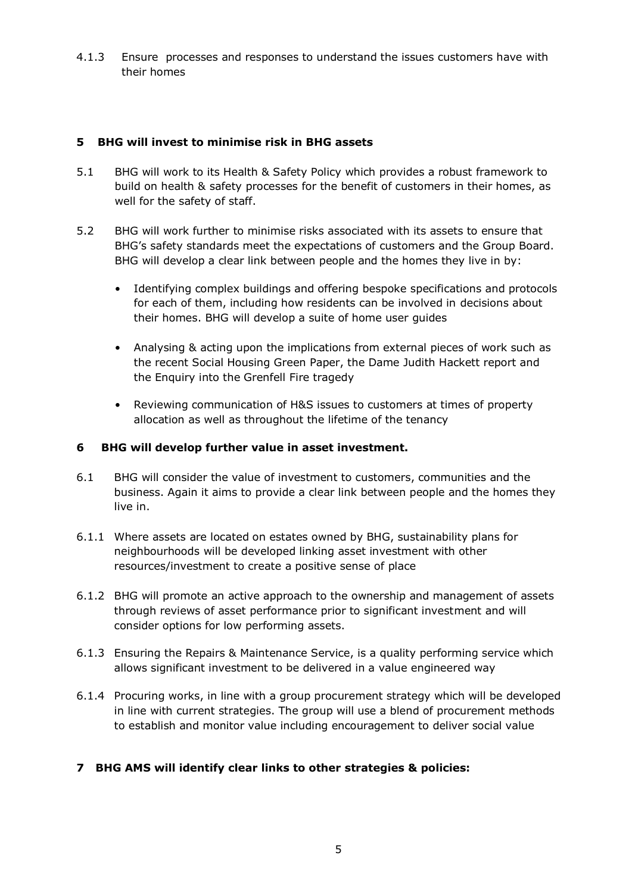4.1.3 Ensure processes and responses to understand the issues customers have with their homes

## 5 BHG will invest to minimise risk in BHG assets

5.1 BHG will work to its Health & Safety Policy which provides a robust framework to build on health & safety processes for the benefit of customers in their homes, as well for the safety of staff.

5.2 BHG will work further to minimise risks associated with its assets to ensure that BHG's safety standards meet the expectations of customers and the Group Board. BHG will develop a clear link between people and the homes they live in by:

- Identifying complex buildings and offering bespoke specifications and protocols for each of them, including how residents can be involved in decisions about their homes. BHG will develop a suite of home user guides
- Analysing & acting upon the implications from external pieces of work such as the recent Social Housing Green Paper, the Dame Judith Hackett report and the Enquiry into the Grenfell Fire tragedy
- Reviewing communication of H&S issues to customers at times of property allocation as well as throughout the lifetime of the tenancy

## 6 BHG will develop further value in asset investment.

6.1 BHG will consider the value of investment to customers, communities and the business. Again it aims to provide a clear link between people and the homes they live in.

6.1.1 Where assets are located on estates owned by BHG, sustainability plans for neighbourhoods will be developed linking asset investment with other resources/investment to create a positive sense of place

6.1.2 BHG will promote an active approach to the ownership and management of assets through reviews of asset performance prior to significant investment and will consider options for low performing assets.

6.1.3 Ensuring the Repairs & Maintenance Service, is a quality performing service which allows significant investment to be delivered in a value engineered way

6.1.4 Procuring works, in line with a group procurement strategy which will be developed in line with current strategies. The group will use a blend of procurement methods to establish and monitor value including encouragement to deliver social value

## 7 BHG AMS will identify clear links to other strategies & policies: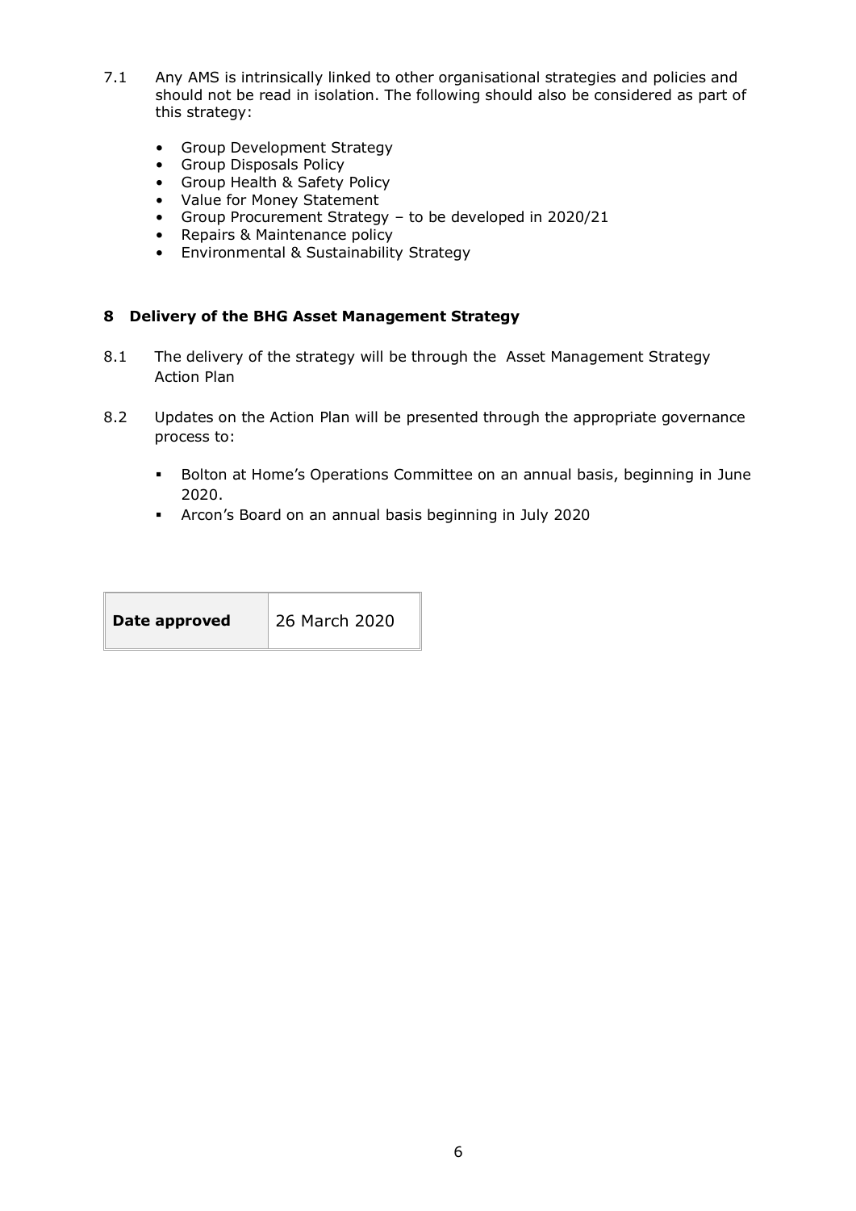7.1 Any AMS is intrinsically linked to other organisational strategies and policies and should not be read in isolation. The following should also be considered as part of this strategy:

- Group Development Strategy
- Group Disposals Policy
- Group Health & Safety Policy
- Value for Money Statement
- Group Procurement Strategy – to be developed in 2020/21
- Repairs & Maintenance policy
- Environmental & Sustainability Strategy

## 8 Delivery of the BHG Asset Management Strategy

8.1 The delivery of the strategy will be through the Asset Management Strategy Action Plan

8.2 Updates on the Action Plan will be presented through the appropriate governance process to:

- Bolton at Home's Operations Committee on an annual basis, beginning in June 2020.
- Arcon's Board on an annual basis beginning in July 2020

| **Date approved** | 26 March 2020 |
|---|---|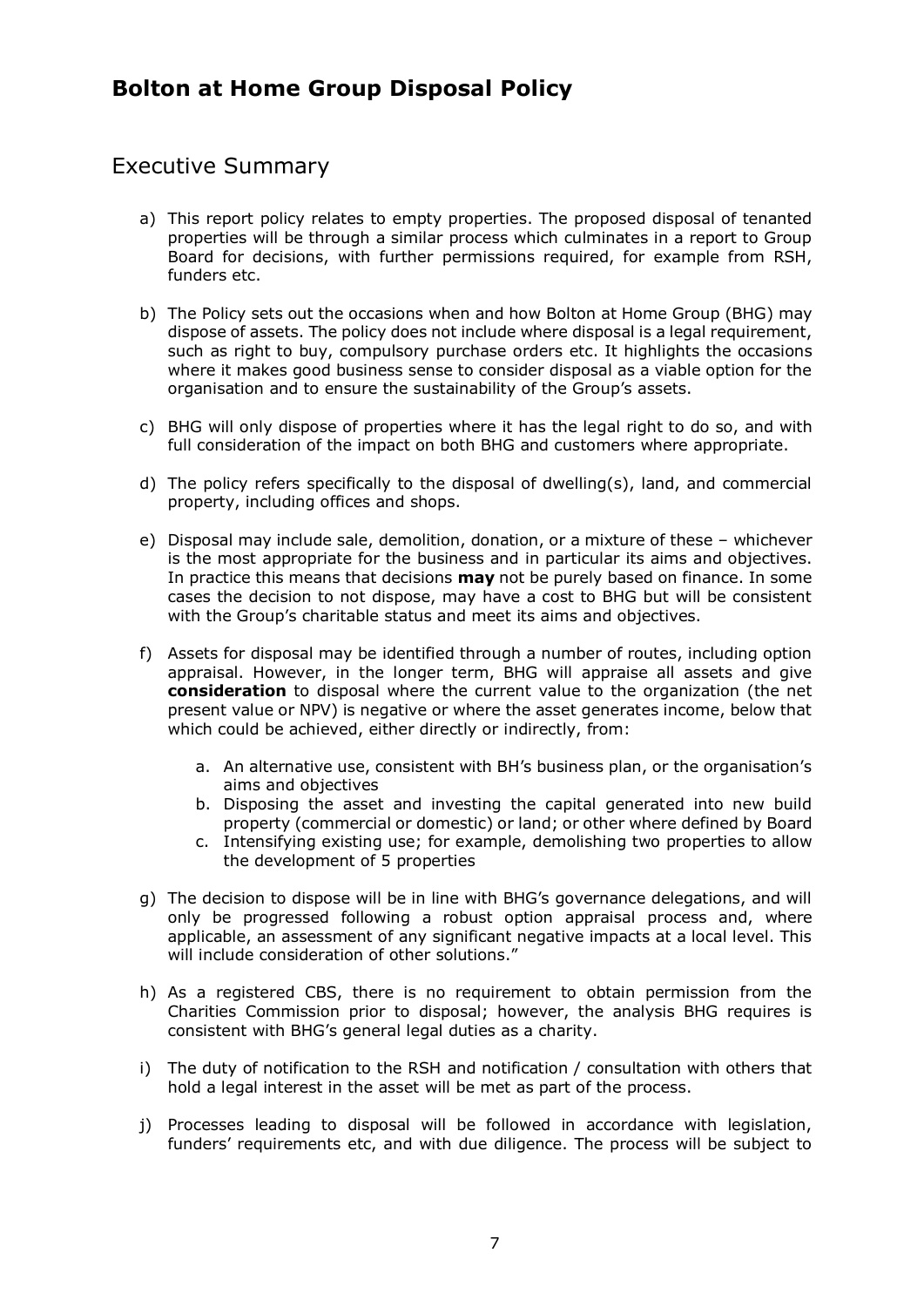# Bolton at Home Group Disposal Policy

## Executive Summary

a) This report policy relates to empty properties. The proposed disposal of tenanted properties will be through a similar process which culminates in a report to Group Board for decisions, with further permissions required, for example from RSH, funders etc.

b) The Policy sets out the occasions when and how Bolton at Home Group (BHG) may dispose of assets. The policy does not include where disposal is a legal requirement, such as right to buy, compulsory purchase orders etc. It highlights the occasions where it makes good business sense to consider disposal as a viable option for the organisation and to ensure the sustainability of the Group's assets.

c) BHG will only dispose of properties where it has the legal right to do so, and with full consideration of the impact on both BHG and customers where appropriate.

d) The policy refers specifically to the disposal of dwelling(s), land, and commercial property, including offices and shops.

e) Disposal may include sale, demolition, donation, or a mixture of these – whichever is the most appropriate for the business and in particular its aims and objectives. In practice this means that decisions **may** not be purely based on finance. In some cases the decision to not dispose, may have a cost to BHG but will be consistent with the Group's charitable status and meet its aims and objectives.

f) Assets for disposal may be identified through a number of routes, including option appraisal. However, in the longer term, BHG will appraise all assets and give **consideration** to disposal where the current value to the organization (the net present value or NPV) is negative or where the asset generates income, below that which could be achieved, either directly or indirectly, from:

   a. An alternative use, consistent with BH's business plan, or the organisation's aims and objectives
   b. Disposing the asset and investing the capital generated into new build property (commercial or domestic) or land; or other where defined by Board
   c. Intensifying existing use; for example, demolishing two properties to allow the development of 5 properties

g) The decision to dispose will be in line with BHG's governance delegations, and will only be progressed following a robust option appraisal process and, where applicable, an assessment of any significant negative impacts at a local level. This will include consideration of other solutions."

h) As a registered CBS, there is no requirement to obtain permission from the Charities Commission prior to disposal; however, the analysis BHG requires is consistent with BHG's general legal duties as a charity.

i) The duty of notification to the RSH and notification / consultation with others that hold a legal interest in the asset will be met as part of the process.

j) Processes leading to disposal will be followed in accordance with legislation, funders' requirements etc, and with due diligence. The process will be subject to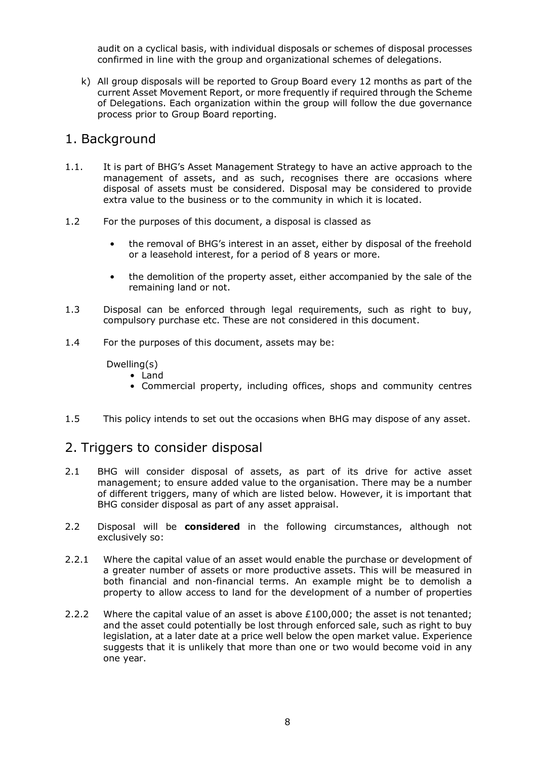audit on a cyclical basis, with individual disposals or schemes of disposal processes confirmed in line with the group and organizational schemes of delegations.

k) All group disposals will be reported to Group Board every 12 months as part of the current Asset Movement Report, or more frequently if required through the Scheme of Delegations. Each organization within the group will follow the due governance process prior to Group Board reporting.

## 1. Background

1.1. It is part of BHG's Asset Management Strategy to have an active approach to the management of assets, and as such, recognises there are occasions where disposal of assets must be considered. Disposal may be considered to provide extra value to the business or to the community in which it is located.

1.2 For the purposes of this document, a disposal is classed as

- the removal of BHG's interest in an asset, either by disposal of the freehold or a leasehold interest, for a period of 8 years or more.
- the demolition of the property asset, either accompanied by the sale of the remaining land or not.

1.3 Disposal can be enforced through legal requirements, such as right to buy, compulsory purchase etc. These are not considered in this document.

1.4 For the purposes of this document, assets may be:

Dwelling(s)

- Land
- Commercial property, including offices, shops and community centres

1.5 This policy intends to set out the occasions when BHG may dispose of any asset.

## 2. Triggers to consider disposal

2.1 BHG will consider disposal of assets, as part of its drive for active asset management; to ensure added value to the organisation. There may be a number of different triggers, many of which are listed below. However, it is important that BHG consider disposal as part of any asset appraisal.

2.2 Disposal will be **considered** in the following circumstances, although not exclusively so:

2.2.1 Where the capital value of an asset would enable the purchase or development of a greater number of assets or more productive assets. This will be measured in both financial and non-financial terms. An example might be to demolish a property to allow access to land for the development of a number of properties

2.2.2 Where the capital value of an asset is above £100,000; the asset is not tenanted; and the asset could potentially be lost through enforced sale, such as right to buy legislation, at a later date at a price well below the open market value. Experience suggests that it is unlikely that more than one or two would become void in any one year.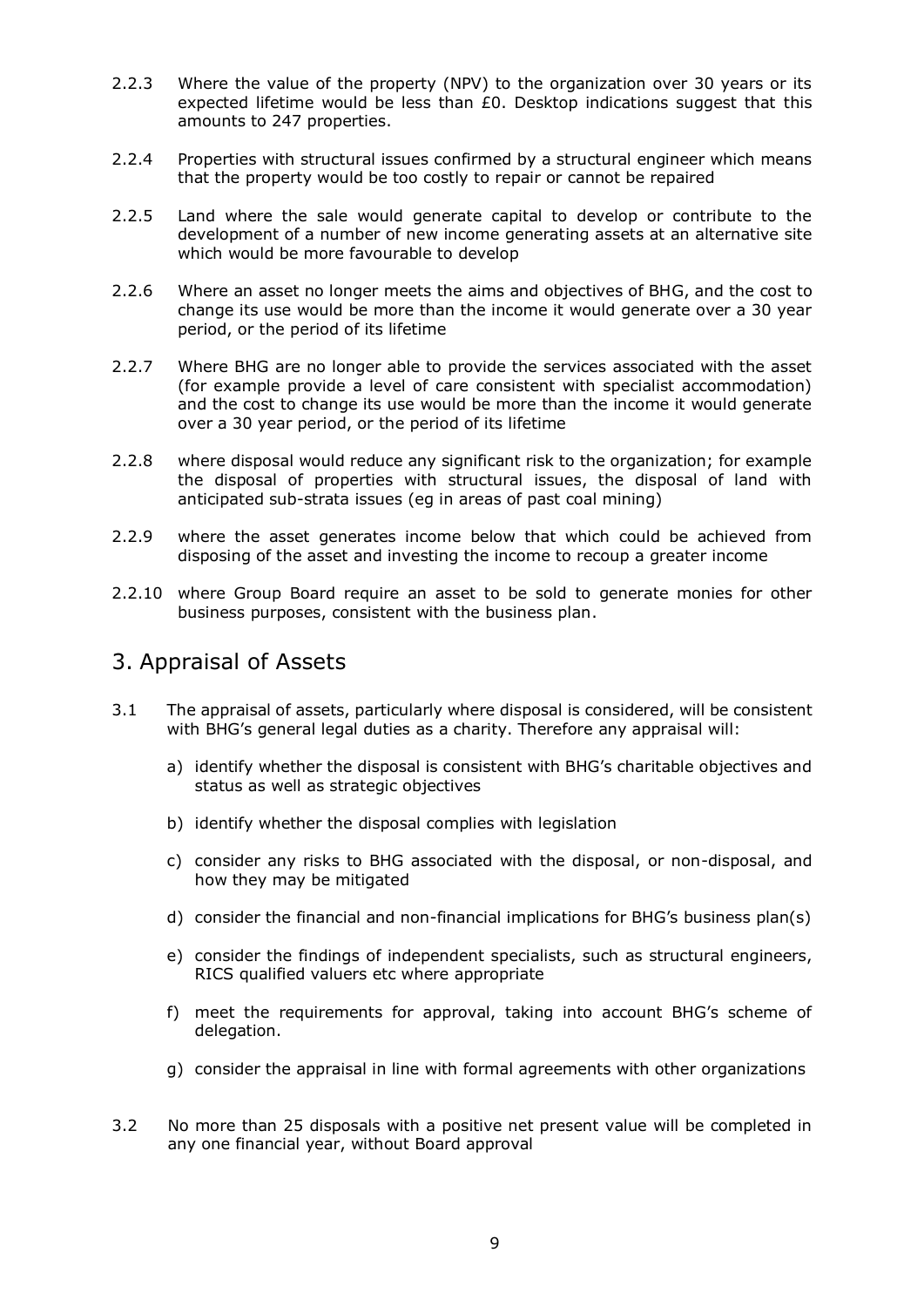2.2.3 Where the value of the property (NPV) to the organization over 30 years or its expected lifetime would be less than £0. Desktop indications suggest that this amounts to 247 properties.

2.2.4 Properties with structural issues confirmed by a structural engineer which means that the property would be too costly to repair or cannot be repaired

2.2.5 Land where the sale would generate capital to develop or contribute to the development of a number of new income generating assets at an alternative site which would be more favourable to develop

2.2.6 Where an asset no longer meets the aims and objectives of BHG, and the cost to change its use would be more than the income it would generate over a 30 year period, or the period of its lifetime

2.2.7 Where BHG are no longer able to provide the services associated with the asset (for example provide a level of care consistent with specialist accommodation) and the cost to change its use would be more than the income it would generate over a 30 year period, or the period of its lifetime

2.2.8 where disposal would reduce any significant risk to the organization; for example the disposal of properties with structural issues, the disposal of land with anticipated sub-strata issues (eg in areas of past coal mining)

2.2.9 where the asset generates income below that which could be achieved from disposing of the asset and investing the income to recoup a greater income

2.2.10 where Group Board require an asset to be sold to generate monies for other business purposes, consistent with the business plan.

## 3. Appraisal of Assets

3.1 The appraisal of assets, particularly where disposal is considered, will be consistent with BHG's general legal duties as a charity. Therefore any appraisal will:

a) identify whether the disposal is consistent with BHG's charitable objectives and status as well as strategic objectives

b) identify whether the disposal complies with legislation

c) consider any risks to BHG associated with the disposal, or non-disposal, and how they may be mitigated

d) consider the financial and non-financial implications for BHG's business plan(s)

e) consider the findings of independent specialists, such as structural engineers, RICS qualified valuers etc where appropriate

f) meet the requirements for approval, taking into account BHG's scheme of delegation.

g) consider the appraisal in line with formal agreements with other organizations

3.2 No more than 25 disposals with a positive net present value will be completed in any one financial year, without Board approval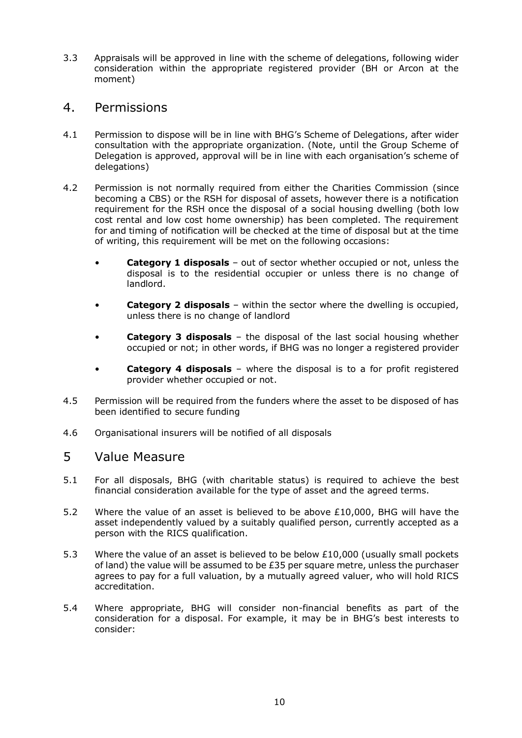3.3 Appraisals will be approved in line with the scheme of delegations, following wider consideration within the appropriate registered provider (BH or Arcon at the moment)

## 4. Permissions

4.1 Permission to dispose will be in line with BHG's Scheme of Delegations, after wider consultation with the appropriate organization. (Note, until the Group Scheme of Delegation is approved, approval will be in line with each organisation's scheme of delegations)

4.2 Permission is not normally required from either the Charities Commission (since becoming a CBS) or the RSH for disposal of assets, however there is a notification requirement for the RSH once the disposal of a social housing dwelling (both low cost rental and low cost home ownership) has been completed. The requirement for and timing of notification will be checked at the time of disposal but at the time of writing, this requirement will be met on the following occasions:

- **Category 1 disposals** – out of sector whether occupied or not, unless the disposal is to the residential occupier or unless there is no change of landlord.
- **Category 2 disposals** – within the sector where the dwelling is occupied, unless there is no change of landlord
- **Category 3 disposals** – the disposal of the last social housing whether occupied or not; in other words, if BHG was no longer a registered provider
- **Category 4 disposals** – where the disposal is to a for profit registered provider whether occupied or not.

4.5 Permission will be required from the funders where the asset to be disposed of has been identified to secure funding

4.6 Organisational insurers will be notified of all disposals

## 5 Value Measure

5.1 For all disposals, BHG (with charitable status) is required to achieve the best financial consideration available for the type of asset and the agreed terms.

5.2 Where the value of an asset is believed to be above £10,000, BHG will have the asset independently valued by a suitably qualified person, currently accepted as a person with the RICS qualification.

5.3 Where the value of an asset is believed to be below £10,000 (usually small pockets of land) the value will be assumed to be £35 per square metre, unless the purchaser agrees to pay for a full valuation, by a mutually agreed valuer, who will hold RICS accreditation.

5.4 Where appropriate, BHG will consider non-financial benefits as part of the consideration for a disposal. For example, it may be in BHG's best interests to consider: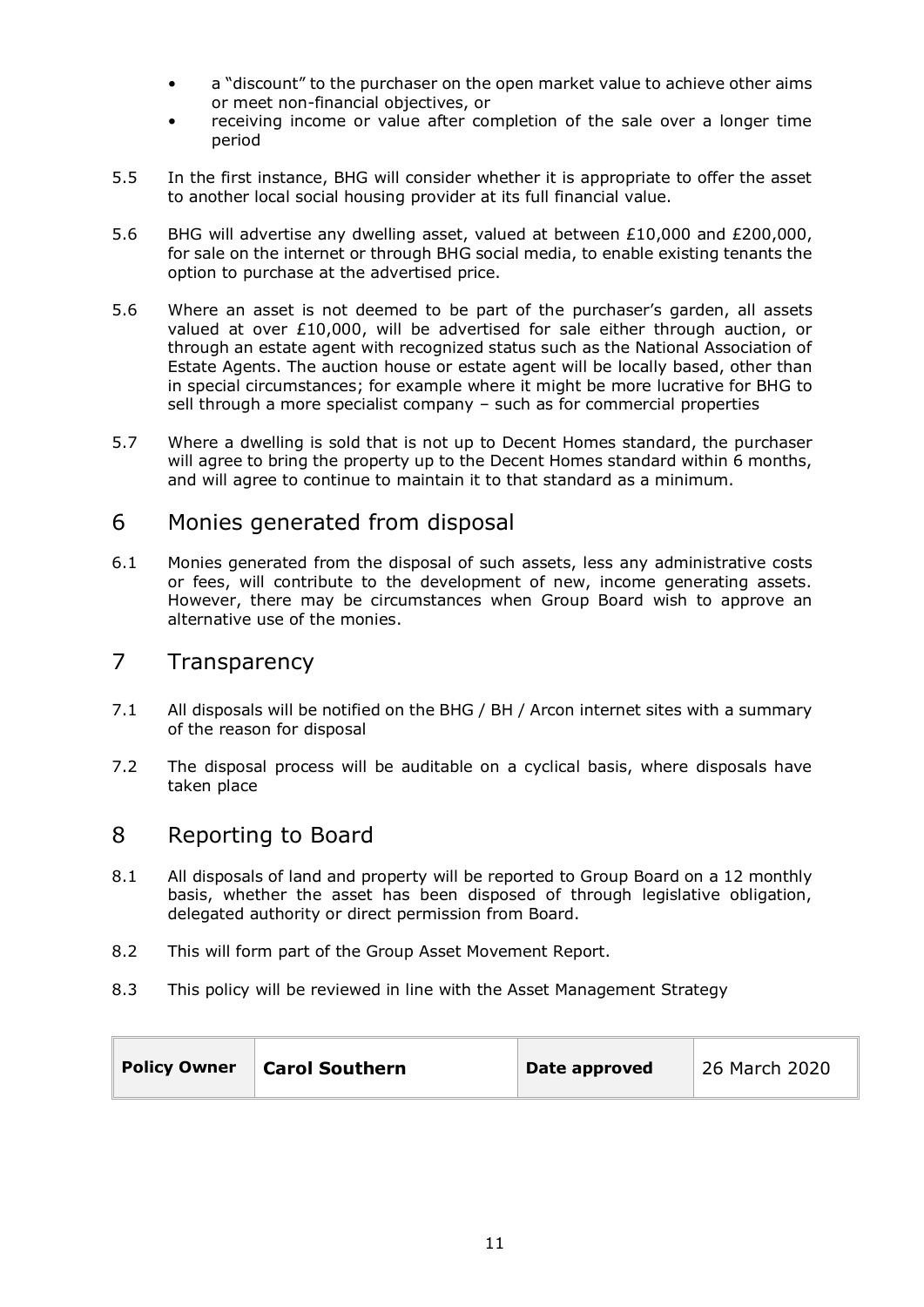- a "discount" to the purchaser on the open market value to achieve other aims or meet non-financial objectives, or
- receiving income or value after completion of the sale over a longer time period

5.5 In the first instance, BHG will consider whether it is appropriate to offer the asset to another local social housing provider at its full financial value.

5.6 BHG will advertise any dwelling asset, valued at between £10,000 and £200,000, for sale on the internet or through BHG social media, to enable existing tenants the option to purchase at the advertised price.

5.6 Where an asset is not deemed to be part of the purchaser's garden, all assets valued at over £10,000, will be advertised for sale either through auction, or through an estate agent with recognized status such as the National Association of Estate Agents. The auction house or estate agent will be locally based, other than in special circumstances; for example where it might be more lucrative for BHG to sell through a more specialist company – such as for commercial properties

5.7 Where a dwelling is sold that is not up to Decent Homes standard, the purchaser will agree to bring the property up to the Decent Homes standard within 6 months, and will agree to continue to maintain it to that standard as a minimum.

# 6 Monies generated from disposal

6.1 Monies generated from the disposal of such assets, less any administrative costs or fees, will contribute to the development of new, income generating assets. However, there may be circumstances when Group Board wish to approve an alternative use of the monies.

# 7 Transparency

7.1 All disposals will be notified on the BHG / BH / Arcon internet sites with a summary of the reason for disposal

7.2 The disposal process will be auditable on a cyclical basis, where disposals have taken place

# 8 Reporting to Board

8.1 All disposals of land and property will be reported to Group Board on a 12 monthly basis, whether the asset has been disposed of through legislative obligation, delegated authority or direct permission from Board.

8.2 This will form part of the Group Asset Movement Report.

8.3 This policy will be reviewed in line with the Asset Management Strategy

| | | | |
|---|---|---|---|
| **Policy Owner** | **Carol Southern** | **Date approved** | 26 March 2020 |